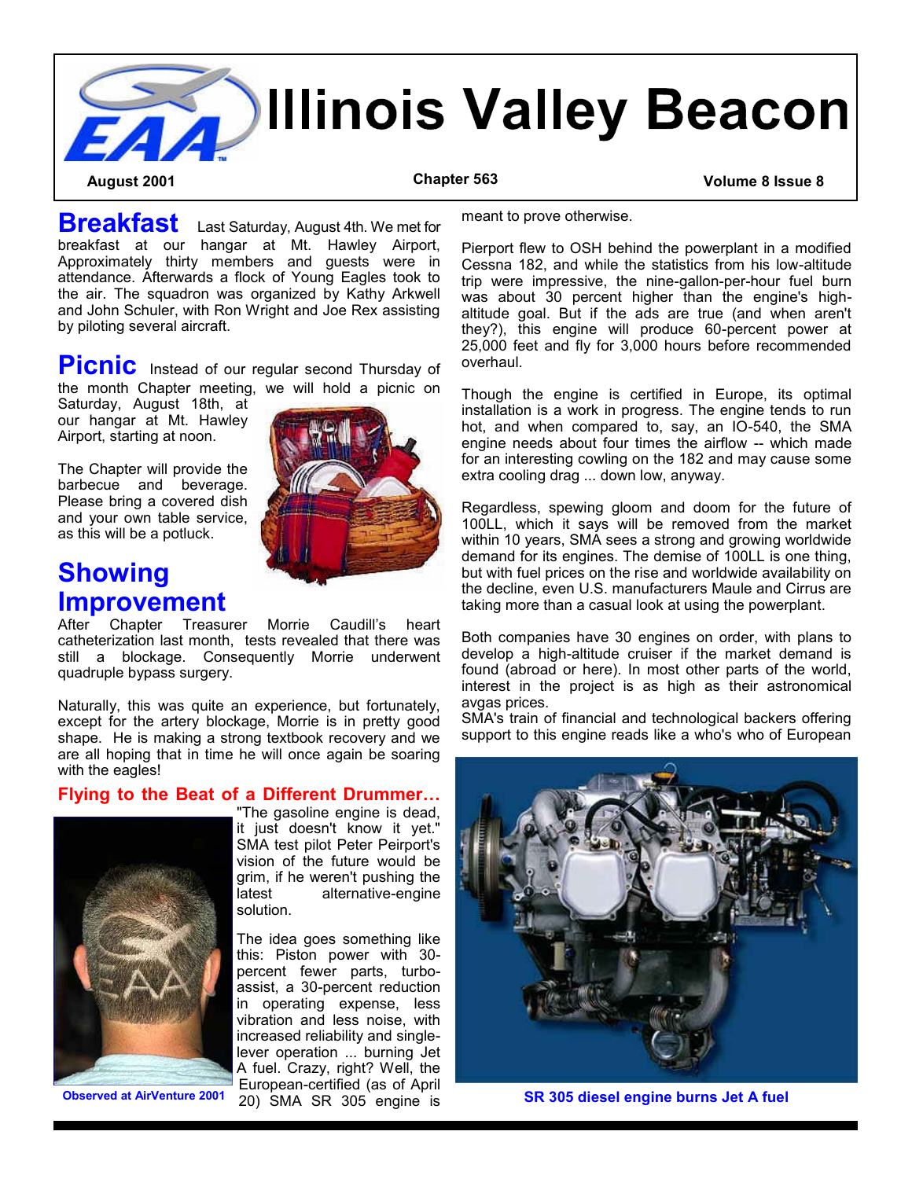# Illinois Valley Beacon

**August 2001** | **Chapter 563** | **Volume 8 Issue 8**

## Breakfast

Last Saturday, August 4th. We met for breakfast at our hangar at Mt. Hawley Airport, Approximately thirty members and guests were in attendance. Afterwards a flock of Young Eagles took to the air. The squadron was organized by Kathy Arkwell and John Schuler, with Ron Wright and Joe Rex assisting by piloting several aircraft.

## Picnic

Instead of our regular second Thursday of the month Chapter meeting, we will hold a picnic on Saturday, August 18th, at our hangar at Mt. Hawley Airport, starting at noon.

The Chapter will provide the barbecue and beverage. Please bring a covered dish and your own table service, as this will be a potluck.

## Showing Improvement

After Chapter Treasurer Morrie Caudill's heart catheterization last month, tests revealed that there was still a blockage. Consequently Morrie underwent quadruple bypass surgery.

Naturally, this was quite an experience, but fortunately, except for the artery blockage, Morrie is in pretty good shape. He is making a strong textbook recovery and we are all hoping that in time he will once again be soaring with the eagles!

### Flying to the Beat of a Different Drummer…

Observed at AirVenture 2001

"The gasoline engine is dead, it just doesn't know it yet." SMA test pilot Peter Peirport's vision of the future would be grim, if he weren't pushing the latest alternative-engine solution.

The idea goes something like this: Piston power with 30-percent fewer parts, turbo-assist, a 30-percent reduction in operating expense, less vibration and less noise, with increased reliability and single-lever operation ... burning Jet A fuel. Crazy, right? Well, the European-certified (as of April 20) SMA SR 305 engine is meant to prove otherwise.

Pierport flew to OSH behind the powerplant in a modified Cessna 182, and while the statistics from his low-altitude trip were impressive, the nine-gallon-per-hour fuel burn was about 30 percent higher than the engine's high-altitude goal. But if the ads are true (and when aren't they?), this engine will produce 60-percent power at 25,000 feet and fly for 3,000 hours before recommended overhaul.

Though the engine is certified in Europe, its optimal installation is a work in progress. The engine tends to run hot, and when compared to, say, an IO-540, the SMA engine needs about four times the airflow -- which made for an interesting cowling on the 182 and may cause some extra cooling drag ... down low, anyway.

Regardless, spewing gloom and doom for the future of 100LL, which it says will be removed from the market within 10 years, SMA sees a strong and growing worldwide demand for its engines. The demise of 100LL is one thing, but with fuel prices on the rise and worldwide availability on the decline, even U.S. manufacturers Maule and Cirrus are taking more than a casual look at using the powerplant.

Both companies have 30 engines on order, with plans to develop a high-altitude cruiser if the market demand is found (abroad or here). In most other parts of the world, interest in the project is as high as their astronomical avgas prices.

SMA's train of financial and technological backers offering support to this engine reads like a who's who of European

SR 305 diesel engine burns Jet A fuel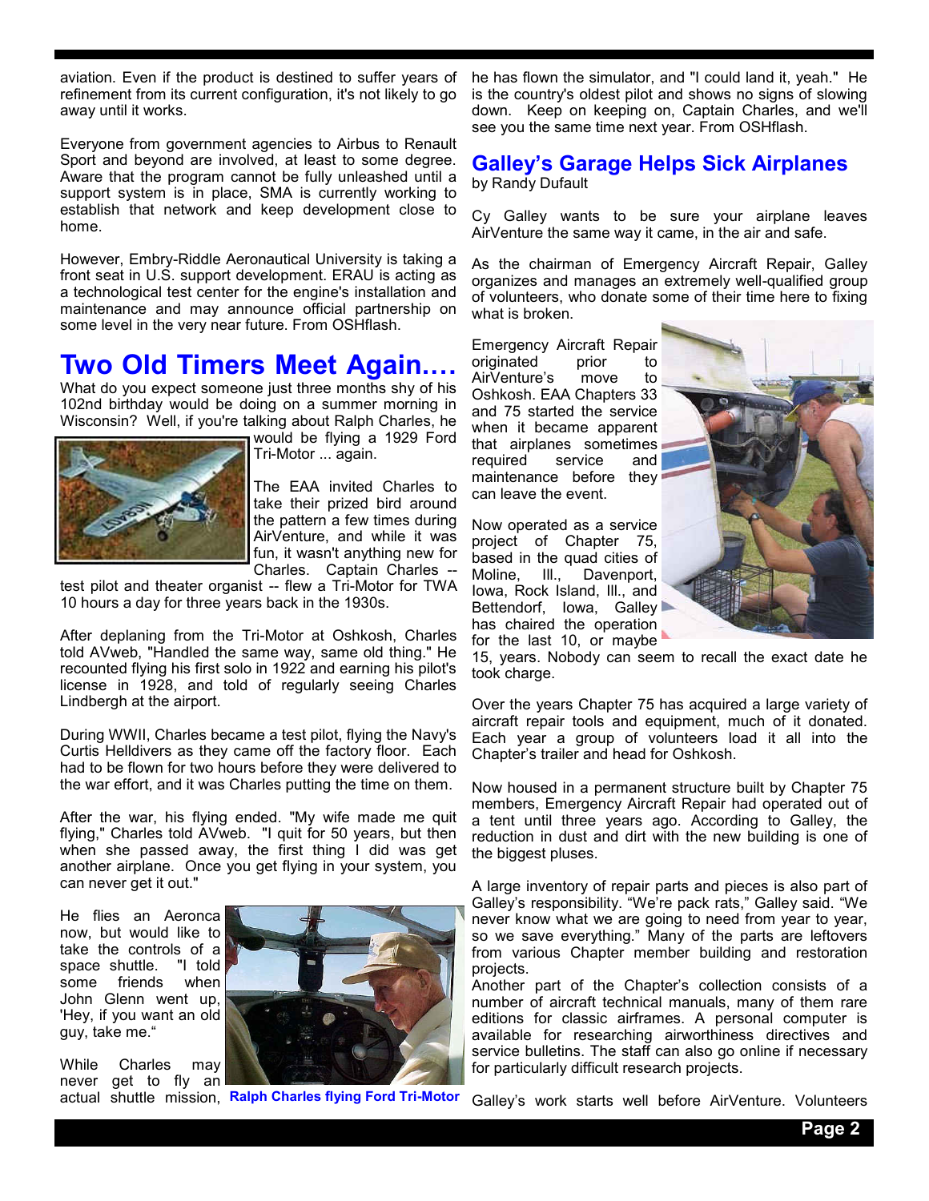aviation. Even if the product is destined to suffer years of refinement from its current configuration, it's not likely to go away until it works.

Everyone from government agencies to Airbus to Renault Sport and beyond are involved, at least to some degree. Aware that the program cannot be fully unleashed until a support system is in place, SMA is currently working to establish that network and keep development close to home.

However, Embry-Riddle Aeronautical University is taking a front seat in U.S. support development. ERAU is acting as a technological test center for the engine's installation and maintenance and may announce official partnership on some level in the very near future. From OSHflash.

# Two Old Timers Meet Again….

What do you expect someone just three months shy of his 102nd birthday would be doing on a summer morning in Wisconsin? Well, if you're talking about Ralph Charles, he would be flying a 1929 Ford Tri-Motor ... again.

The EAA invited Charles to take their prized bird around the pattern a few times during AirVenture, and while it was fun, it wasn't anything new for Charles. Captain Charles -- test pilot and theater organist -- flew a Tri-Motor for TWA 10 hours a day for three years back in the 1930s.

After deplaning from the Tri-Motor at Oshkosh, Charles told AVweb, "Handled the same way, same old thing." He recounted flying his first solo in 1922 and earning his pilot's license in 1928, and told of regularly seeing Charles Lindbergh at the airport.

During WWII, Charles became a test pilot, flying the Navy's Curtis Helldivers as they came off the factory floor. Each had to be flown for two hours before they were delivered to the war effort, and it was Charles putting the time on them.

After the war, his flying ended. "My wife made me quit flying," Charles told AVweb. "I quit for 50 years, but then when she passed away, the first thing I did was get another airplane. Once you get flying in your system, you can never get it out."

He flies an Aeronca now, but would like to take the controls of a space shuttle. "I told some friends when John Glenn went up, 'Hey, if you want an old guy, take me."

While Charles may never get to fly an actual shuttle mission, he has flown the simulator, and "I could land it, yeah." He is the country's oldest pilot and shows no signs of slowing down. Keep on keeping on, Captain Charles, and we'll see you the same time next year. From OSHflash.

Ralph Charles flying Ford Tri-Motor

# Galley's Garage Helps Sick Airplanes

by Randy Dufault

Cy Galley wants to be sure your airplane leaves AirVenture the same way it came, in the air and safe.

As the chairman of Emergency Aircraft Repair, Galley organizes and manages an extremely well-qualified group of volunteers, who donate some of their time here to fixing what is broken.

Emergency Aircraft Repair originated prior to AirVenture's move to Oshkosh. EAA Chapters 33 and 75 started the service when it became apparent that airplanes sometimes required service and maintenance before they can leave the event.

Now operated as a service project of Chapter 75, based in the quad cities of Moline, Ill., Davenport, Iowa, Rock Island, Ill., and Bettendorf, Iowa, Galley has chaired the operation for the last 10, or maybe 15, years. Nobody can seem to recall the exact date he took charge.

Over the years Chapter 75 has acquired a large variety of aircraft repair tools and equipment, much of it donated. Each year a group of volunteers load it all into the Chapter's trailer and head for Oshkosh.

Now housed in a permanent structure built by Chapter 75 members, Emergency Aircraft Repair had operated out of a tent until three years ago. According to Galley, the reduction in dust and dirt with the new building is one of the biggest pluses.

A large inventory of repair parts and pieces is also part of Galley's responsibility. "We're pack rats," Galley said. "We never know what we are going to need from year to year, so we save everything." Many of the parts are leftovers from various Chapter member building and restoration projects.

Another part of the Chapter's collection consists of a number of aircraft technical manuals, many of them rare editions for classic airframes. A personal computer is available for researching airworthiness directives and service bulletins. The staff can also go online if necessary for particularly difficult research projects.

Galley's work starts well before AirVenture. Volunteers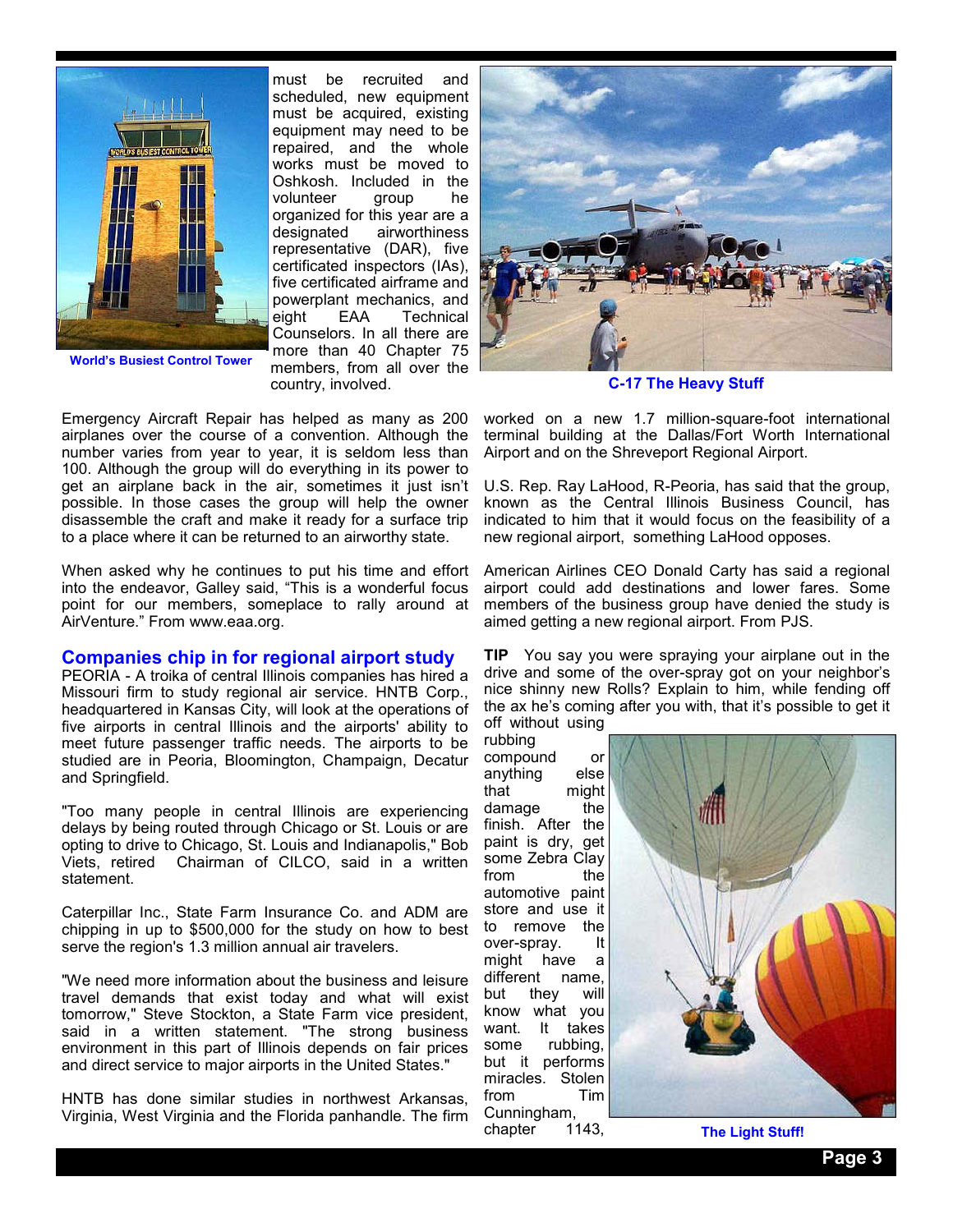World's Busiest Control Tower

must be recruited and scheduled, new equipment must be acquired, existing equipment may need to be repaired, and the whole works must be moved to Oshkosh. Included in the volunteer group he organized for this year are a designated airworthiness representative (DAR), five certificated inspectors (IAs), five certificated airframe and powerplant mechanics, and eight EAA Technical Counselors. In all there are more than 40 Chapter 75 members, from all over the country, involved.

C-17 The Heavy Stuff

Emergency Aircraft Repair has helped as many as 200 airplanes over the course of a convention. Although the number varies from year to year, it is seldom less than 100. Although the group will do everything in its power to get an airplane back in the air, sometimes it just isn't possible. In those cases the group will help the owner disassemble the craft and make it ready for a surface trip to a place where it can be returned to an airworthy state.

When asked why he continues to put his time and effort into the endeavor, Galley said, "This is a wonderful focus point for our members, someplace to rally around at AirVenture." From www.eaa.org.

## Companies chip in for regional airport study

PEORIA - A troika of central Illinois companies has hired a Missouri firm to study regional air service. HNTB Corp., headquartered in Kansas City, will look at the operations of five airports in central Illinois and the airports' ability to meet future passenger traffic needs. The airports to be studied are in Peoria, Bloomington, Champaign, Decatur and Springfield.

"Too many people in central Illinois are experiencing delays by being routed through Chicago or St. Louis or are opting to drive to Chicago, St. Louis and Indianapolis," Bob Viets, retired Chairman of CILCO, said in a written statement.

Caterpillar Inc., State Farm Insurance Co. and ADM are chipping in up to $500,000 for the study on how to best serve the region's 1.3 million annual air travelers.

"We need more information about the business and leisure travel demands that exist today and what will exist tomorrow," Steve Stockton, a State Farm vice president, said in a written statement. "The strong business environment in this part of Illinois depends on fair prices and direct service to major airports in the United States."

HNTB has done similar studies in northwest Arkansas, Virginia, West Virginia and the Florida panhandle. The firm worked on a new 1.7 million-square-foot international terminal building at the Dallas/Fort Worth International Airport and on the Shreveport Regional Airport.

U.S. Rep. Ray LaHood, R-Peoria, has said that the group, known as the Central Illinois Business Council, has indicated to him that it would focus on the feasibility of a new regional airport, something LaHood opposes.

American Airlines CEO Donald Carty has said a regional airport could add destinations and lower fares. Some members of the business group have denied the study is aimed getting a new regional airport. From PJS.

**TIP** You say you were spraying your airplane out in the drive and some of the over-spray got on your neighbor's nice shinny new Rolls? Explain to him, while fending off the ax he's coming after you with, that it's possible to get it off without using rubbing compound or anything else that might damage the finish. After the paint is dry, get some Zebra Clay from the automotive paint store and use it to remove the over-spray. It might have a different name, but they will know what you want. It takes some rubbing, but it performs miracles. Stolen from Tim Cunningham, chapter 1143,

The Light Stuff!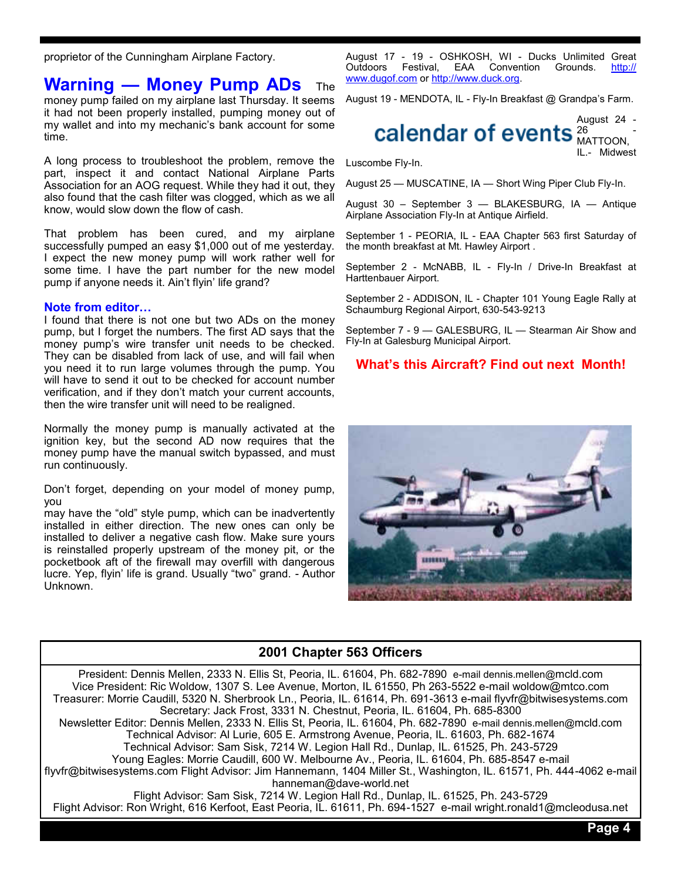proprietor of the Cunningham Airplane Factory.

## Warning — Money Pump ADs

The money pump failed on my airplane last Thursday. It seems it had not been properly installed, pumping money out of my wallet and into my mechanic's bank account for some time.

A long process to troubleshoot the problem, remove the part, inspect it and contact National Airplane Parts Association for an AOG request. While they had it out, they also found that the cash filter was clogged, which as we all know, would slow down the flow of cash.

That problem has been cured, and my airplane successfully pumped an easy $1,000 out of me yesterday. I expect the new money pump will work rather well for some time. I have the part number for the new model pump if anyone needs it. Ain't flyin' life grand?

### Note from editor…

I found that there is not one but two ADs on the money pump, but I forget the numbers. The first AD says that the money pump's wire transfer unit needs to be checked. They can be disabled from lack of use, and will fail when you need it to run large volumes through the pump. You will have to send it out to be checked for account number verification, and if they don't match your current accounts, then the wire transfer unit will need to be realigned.

Normally the money pump is manually activated at the ignition key, but the second AD now requires that the money pump have the manual switch bypassed, and must run continuously.

Don't forget, depending on your model of money pump, you may have the "old" style pump, which can be inadvertently installed in either direction. The new ones can only be installed to deliver a negative cash flow. Make sure yours is reinstalled properly upstream of the money pit, or the pocketbook aft of the firewall may overfill with dangerous lucre. Yep, flyin' life is grand. Usually "two" grand. - Author Unknown.

## calendar of events

August 17 - 19 - OSHKOSH, WI - Ducks Unlimited Great Outdoors Festival, EAA Convention Grounds. http://www.dugof.com or http://www.duck.org.

August 19 - MENDOTA, IL - Fly-In Breakfast @ Grandpa's Farm.

August 24 - 26 - MATTOON, IL.- Midwest Luscombe Fly-In.

August 25 — MUSCATINE, IA — Short Wing Piper Club Fly-In.

August 30 – September 3 — BLAKESBURG, IA — Antique Airplane Association Fly-In at Antique Airfield.

September 1 - PEORIA, IL - EAA Chapter 563 first Saturday of the month breakfast at Mt. Hawley Airport .

September 2 - McNABB, IL - Fly-In / Drive-In Breakfast at Harttenbauer Airport.

September 2 - ADDISON, IL - Chapter 101 Young Eagle Rally at Schaumburg Regional Airport, 630-543-9213

September 7 - 9 — GALESBURG, IL — Stearman Air Show and Fly-In at Galesburg Municipal Airport.

**What's this Aircraft? Find out next Month!**

## 2001 Chapter 563 Officers

President: Dennis Mellen, 2333 N. Ellis St, Peoria, IL. 61604, Ph. 682-7890 e-mail dennis.mellen@mcld.com
Vice President: Ric Woldow, 1307 S. Lee Avenue, Morton, IL 61550, Ph 263-5522 e-mail woldow@mtco.com
Treasurer: Morrie Caudill, 5320 N. Sherbrook Ln., Peoria, IL. 61614, Ph. 691-3613 e-mail flyvfr@bitwisesystems.com
Secretary: Jack Frost, 3331 N. Chestnut, Peoria, IL. 61604, Ph. 685-8300
Newsletter Editor: Dennis Mellen, 2333 N. Ellis St, Peoria, IL. 61604, Ph. 682-7890 e-mail dennis.mellen@mcld.com
Technical Advisor: Al Lurie, 605 E. Armstrong Avenue, Peoria, IL. 61603, Ph. 682-1674
Technical Advisor: Sam Sisk, 7214 W. Legion Hall Rd., Dunlap, IL. 61525, Ph. 243-5729
Young Eagles: Morrie Caudill, 600 W. Melbourne Av., Peoria, IL. 61604, Ph. 685-8547 e-mail flyvfr@bitwisesystems.com
Flight Advisor: Jim Hannemann, 1404 Miller St., Washington, IL. 61571, Ph. 444-4062 e-mail hanneman@dave-world.net
Flight Advisor: Sam Sisk, 7214 W. Legion Hall Rd., Dunlap, IL. 61525, Ph. 243-5729
Flight Advisor: Ron Wright, 616 Kerfoot, East Peoria, IL. 61611, Ph. 694-1527 e-mail wright.ronald1@mcleodusa.net